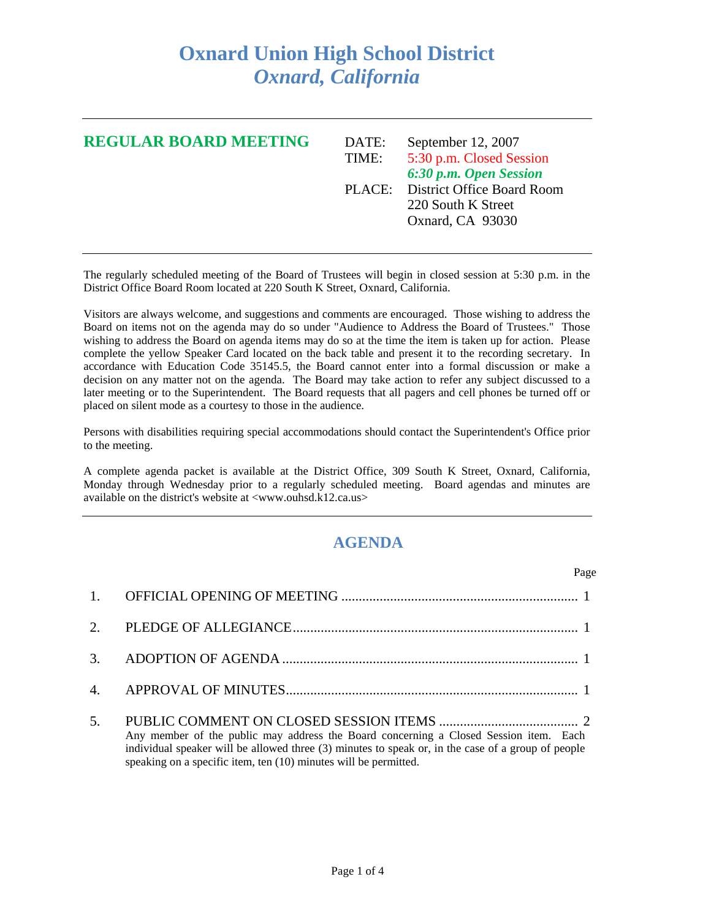# Oxnard Union High School District
## *Oxnard, California*

---

**REGULAR BOARD MEETING**

DATE: September 12, 2007
TIME: 5:30 p.m. Closed Session
***6:30 p.m. Open Session***
PLACE: District Office Board Room
220 South K Street
Oxnard, CA 93030

---

The regularly scheduled meeting of the Board of Trustees will begin in closed session at 5:30 p.m. in the District Office Board Room located at 220 South K Street, Oxnard, California.

Visitors are always welcome, and suggestions and comments are encouraged. Those wishing to address the Board on items not on the agenda may do so under "Audience to Address the Board of Trustees." Those wishing to address the Board on agenda items may do so at the time the item is taken up for action. Please complete the yellow Speaker Card located on the back table and present it to the recording secretary. In accordance with Education Code 35145.5, the Board cannot enter into a formal discussion or make a decision on any matter not on the agenda. The Board may take action to refer any subject discussed to a later meeting or to the Superintendent. The Board requests that all pagers and cell phones be turned off or placed on silent mode as a courtesy to those in the audience.

Persons with disabilities requiring special accommodations should contact the Superintendent's Office prior to the meeting.

A complete agenda packet is available at the District Office, 309 South K Street, Oxnard, California, Monday through Wednesday prior to a regularly scheduled meeting. Board agendas and minutes are available on the district's website at <www.ouhsd.k12.ca.us>

---

## AGENDA

| | | Page |
|---|---|---|
| 1. | OFFICIAL OPENING OF MEETING | 1 |
| 2. | PLEDGE OF ALLEGIANCE | 1 |
| 3. | ADOPTION OF AGENDA | 1 |
| 4. | APPROVAL OF MINUTES | 1 |
| 5. | PUBLIC COMMENT ON CLOSED SESSION ITEMS | 2 |

Any member of the public may address the Board concerning a Closed Session item. Each individual speaker will be allowed three (3) minutes to speak or, in the case of a group of people speaking on a specific item, ten (10) minutes will be permitted.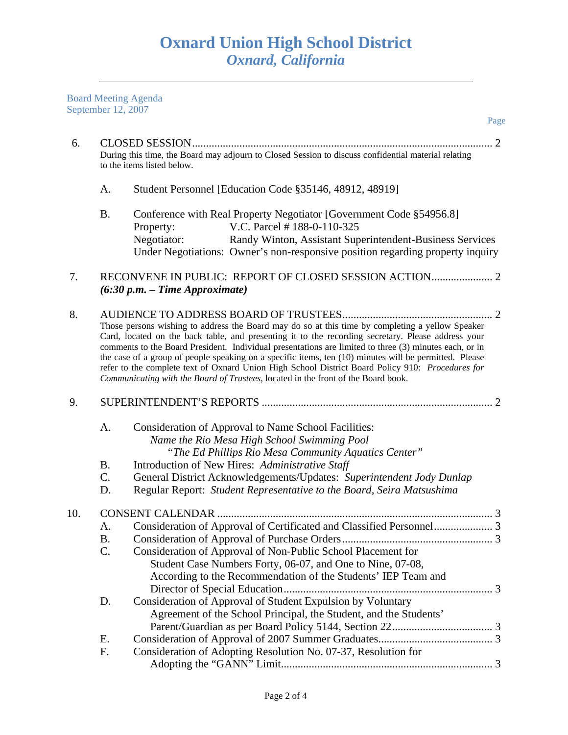# Oxnard Union High School District
## *Oxnard, California*

Board Meeting Agenda
September 12, 2007

Page

6. CLOSED SESSION ........................................................................................................ 2
   During this time, the Board may adjourn to Closed Session to discuss confidential material relating to the items listed below.

   A. Student Personnel [Education Code §35146, 48912, 48919]

   B. Conference with Real Property Negotiator [Government Code §54956.8]
      Property: V.C. Parcel # 188-0-110-325
      Negotiator: Randy Winton, Assistant Superintendent-Business Services
      Under Negotiations: Owner's non-responsive position regarding property inquiry

7. RECONVENE IN PUBLIC: REPORT OF CLOSED SESSION ACTION...................... 2
   ***(6:30 p.m. – Time Approximate)***

8. AUDIENCE TO ADDRESS BOARD OF TRUSTEES...................................................... 2
   Those persons wishing to address the Board may do so at this time by completing a yellow Speaker Card, located on the back table, and presenting it to the recording secretary. Please address your comments to the Board President. Individual presentations are limited to three (3) minutes each, or in the case of a group of people speaking on a specific items, ten (10) minutes will be permitted. Please refer to the complete text of Oxnard Union High School District Board Policy 910: *Procedures for Communicating with the Board of Trustees,* located in the front of the Board book.

9. SUPERINTENDENT'S REPORTS .................................................................................. 2

   A. Consideration of Approval to Name School Facilities:
      *Name the Rio Mesa High School Swimming Pool*
      *"The Ed Phillips Rio Mesa Community Aquatics Center"*
   B. Introduction of New Hires: *Administrative Staff*
   C. General District Acknowledgements/Updates: *Superintendent Jody Dunlap*
   D. Regular Report: *Student Representative to the Board, Seira Matsushima*

10. CONSENT CALENDAR .................................................................................................. 3
    A. Consideration of Approval of Certificated and Classified Personnel..................... 3
    B. Consideration of Approval of Purchase Orders...................................................... 3
    C. Consideration of Approval of Non-Public School Placement for Student Case Numbers Forty, 06-07, and One to Nine, 07-08, According to the Recommendation of the Students' IEP Team and Director of Special Education........................................................................... 3
    D. Consideration of Approval of Student Expulsion by Voluntary Agreement of the School Principal, the Student, and the Students' Parent/Guardian as per Board Policy 5144, Section 22.................................... 3
    E. Consideration of Approval of 2007 Summer Graduates......................................... 3
    F. Consideration of Adopting Resolution No. 07-37, Resolution for Adopting the "GANN" Limit........................................................................... 3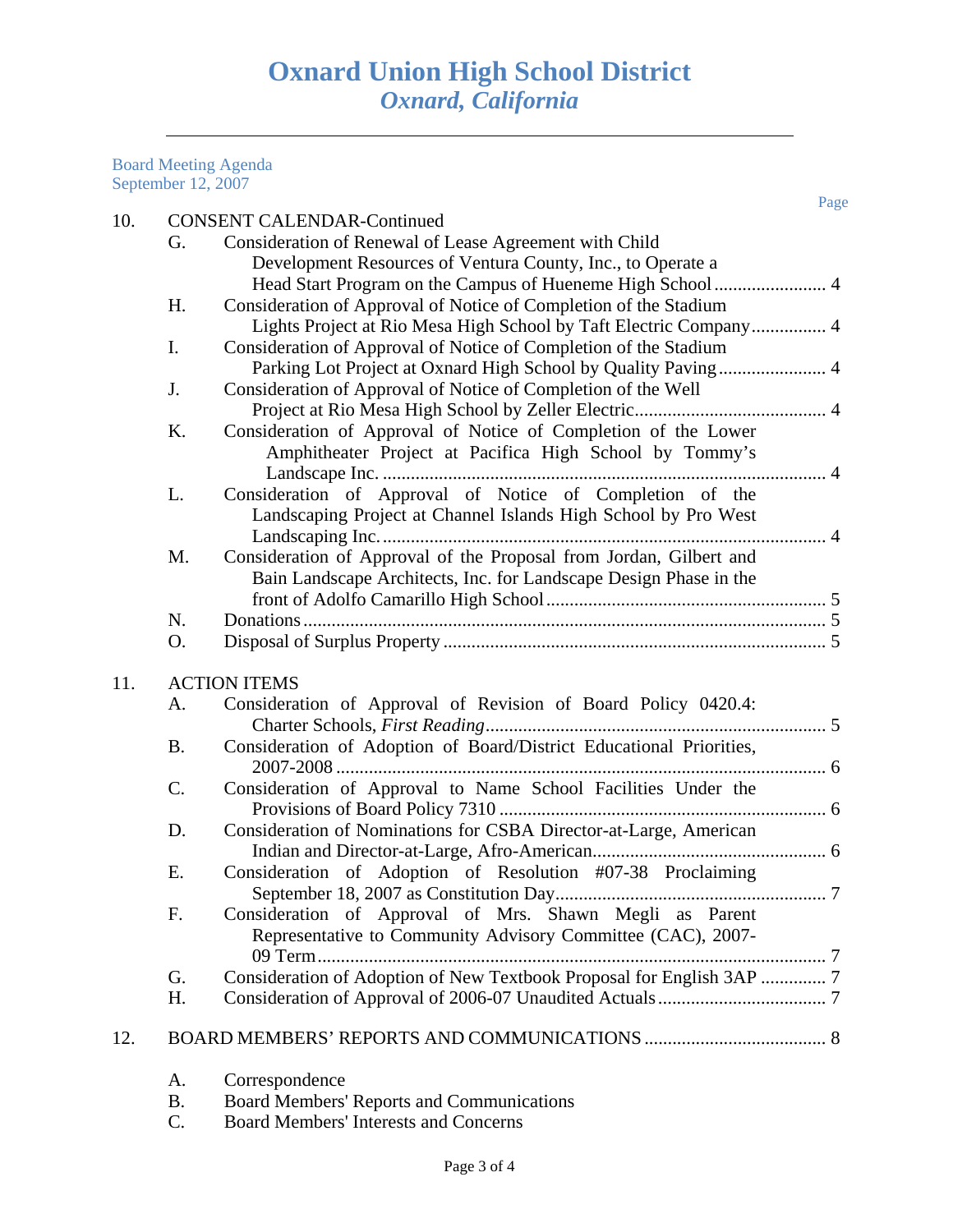# Oxnard Union High School District
## *Oxnard, California*

Board Meeting Agenda
September 12, 2007

Page

10. CONSENT CALENDAR-Continued
    - G. Consideration of Renewal of Lease Agreement with Child Development Resources of Ventura County, Inc., to Operate a Head Start Program on the Campus of Hueneme High School ........................ 4
    - H. Consideration of Approval of Notice of Completion of the Stadium Lights Project at Rio Mesa High School by Taft Electric Company ................ 4
    - I. Consideration of Approval of Notice of Completion of the Stadium Parking Lot Project at Oxnard High School by Quality Paving ....................... 4
    - J. Consideration of Approval of Notice of Completion of the Well Project at Rio Mesa High School by Zeller Electric ......................................... 4
    - K. Consideration of Approval of Notice of Completion of the Lower Amphitheater Project at Pacifica High School by Tommy's Landscape Inc. ............................................................................................. 4
    - L. Consideration of Approval of Notice of Completion of the Landscaping Project at Channel Islands High School by Pro West Landscaping Inc. ............................................................................................. 4
    - M. Consideration of Approval of the Proposal from Jordan, Gilbert and Bain Landscape Architects, Inc. for Landscape Design Phase in the front of Adolfo Camarillo High School ........................................................... 5
    - N. Donations ................................................................................................ 5
    - O. Disposal of Surplus Property ................................................................. 5

11. ACTION ITEMS
    - A. Consideration of Approval of Revision of Board Policy 0420.4: Charter Schools, *First Reading* ........................................................................ 5
    - B. Consideration of Adoption of Board/District Educational Priorities, 2007-2008 ........................................................................................................ 6
    - C. Consideration of Approval to Name School Facilities Under the Provisions of Board Policy 7310 ...................................................................... 6
    - D. Consideration of Nominations for CSBA Director-at-Large, American Indian and Director-at-Large, Afro-American ................................................. 6
    - E. Consideration of Adoption of Resolution #07-38 Proclaiming September 18, 2007 as Constitution Day ......................................................... 7
    - F. Consideration of Approval of Mrs. Shawn Megli as Parent Representative to Community Advisory Committee (CAC), 2007-09 Term ............................................................................................................ 7
    - G. Consideration of Adoption of New Textbook Proposal for English 3AP .............. 7
    - H. Consideration of Approval of 2006-07 Unaudited Actuals .................................... 7

12. BOARD MEMBERS' REPORTS AND COMMUNICATIONS ....................................... 8
    - A. Correspondence
    - B. Board Members' Reports and Communications
    - C. Board Members' Interests and Concerns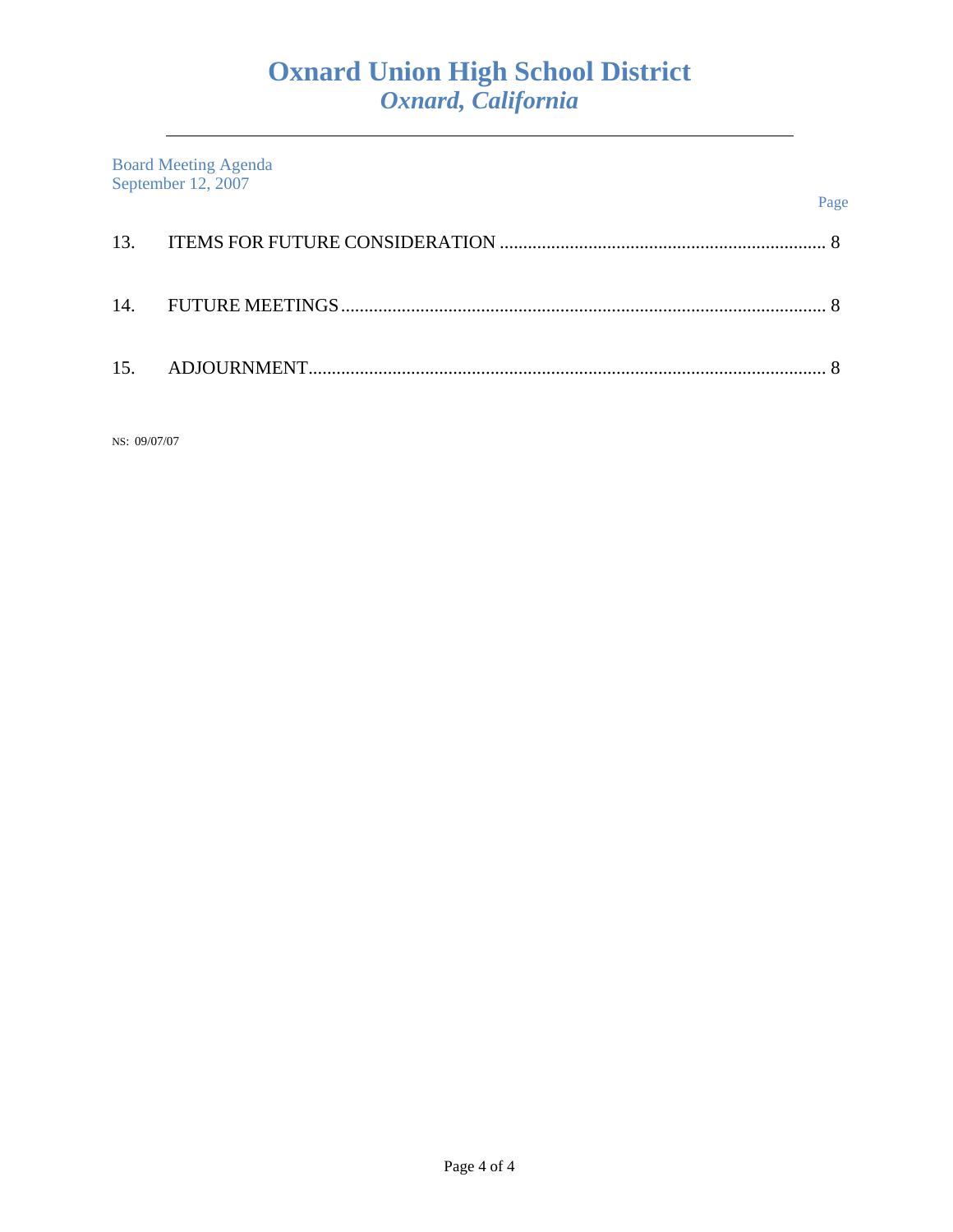# Oxnard Union High School District
*Oxnard, California*

Board Meeting Agenda
September 12, 2007

| | | Page |
|---|---|---|
| 13. | ITEMS FOR FUTURE CONSIDERATION | 8 |
| 14. | FUTURE MEETINGS | 8 |
| 15. | ADJOURNMENT | 8 |

NS: 09/07/07